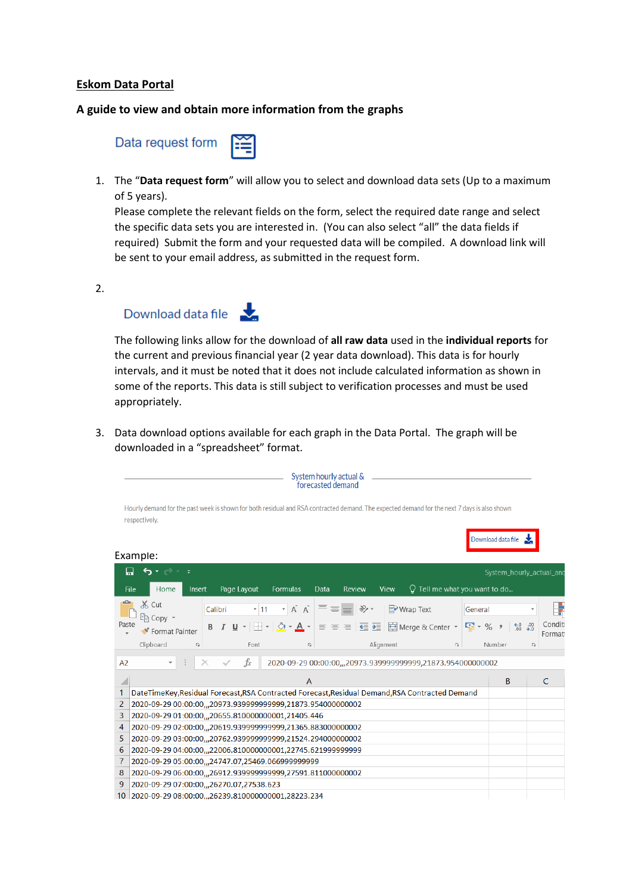**Eskom Data Portal**

**A guide to view and obtain more information from the graphs**

Data request form

1. The "**Data request form**" will allow you to select and download data sets (Up to a maximum of 5 years).
   Please complete the relevant fields on the form, select the required date range and select the specific data sets you are interested in. (You can also select "all" the data fields if required) Submit the form and your requested data will be compiled. A download link will be sent to your email address, as submitted in the request form.

2. Download data file

   The following links allow for the download of **all raw data** used in the **individual reports** for the current and previous financial year (2 year data download). This data is for hourly intervals, and it must be noted that it does not include calculated information as shown in some of the reports. This data is still subject to verification processes and must be used appropriately.

3. Data download options available for each graph in the Data Portal. The graph will be downloaded in a "spreadsheet" format.

System hourly actual & forecasted demand

Hourly demand for the past week is shown for both residual and RSA contracted demand. The expected demand for the next 7 days is also shown respectively.

Download data file

Example:

| | A | B | C |
|---|---|---|---|
| 1 | DateTimeKey,Residual Forecast,RSA Contracted Forecast,Residual Demand,RSA Contracted Demand | | |
| 2 | 2020-09-29 00:00:00,,,20973.939999999999,21873.954000000002 | | |
| 3 | 2020-09-29 01:00:00,,,20655.810000000001,21405.446 | | |
| 4 | 2020-09-29 02:00:00,,,20619.939999999999,21365.883000000002 | | |
| 5 | 2020-09-29 03:00:00,,,20762.939999999999,21524.294000000002 | | |
| 6 | 2020-09-29 04:00:00,,,22006.810000000001,22745.621999999999 | | |
| 7 | 2020-09-29 05:00:00,,,24747.07,25469.066999999999 | | |
| 8 | 2020-09-29 06:00:00,,,26912.939999999999,27591.811000000002 | | |
| 9 | 2020-09-29 07:00:00,,,26270.07,27538.623 | | |
| 10 | 2020-09-29 08:00:00,,,26239.810000000001,28223.234 | | |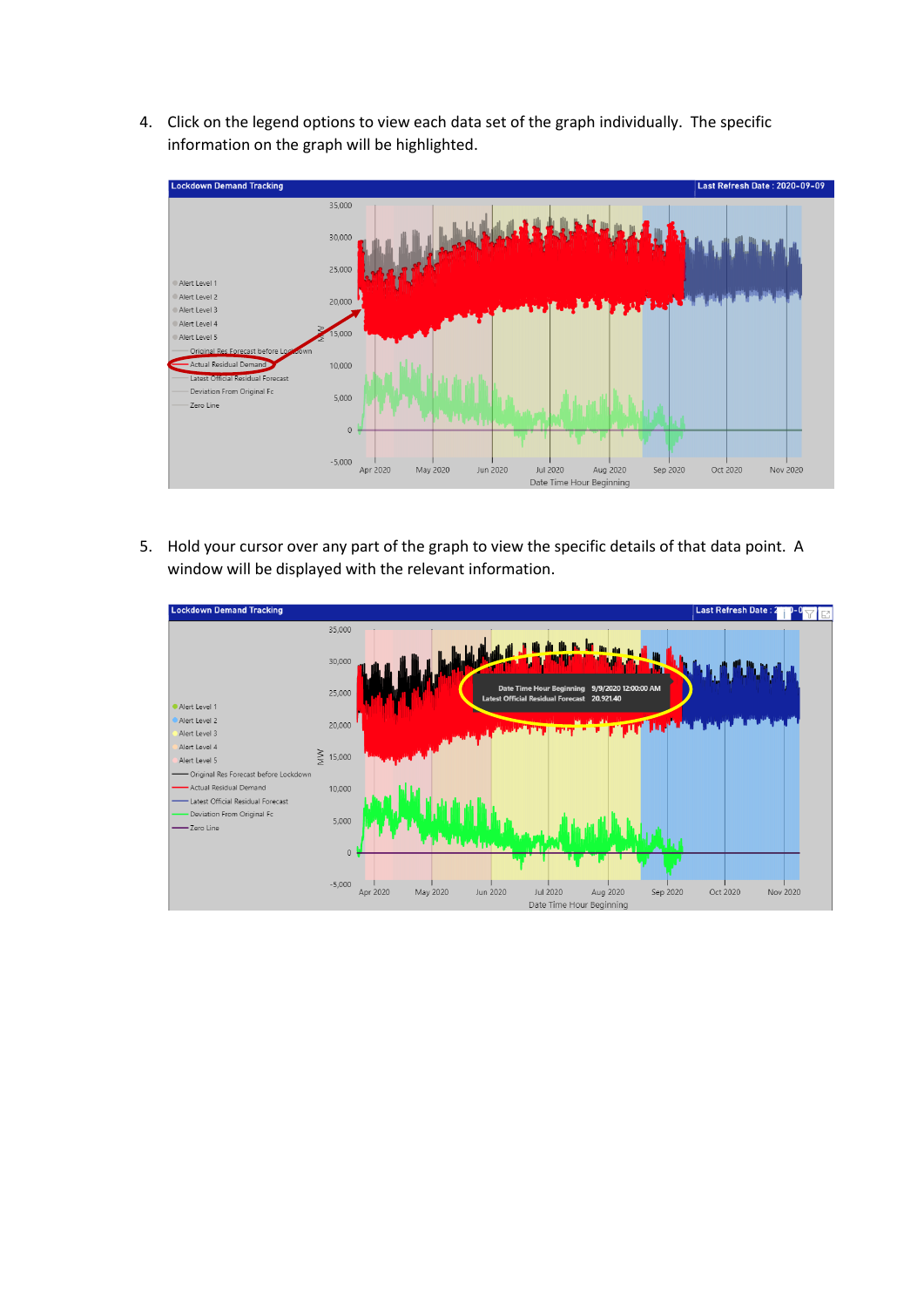4. Click on the legend options to view each data set of the graph individually. The specific information on the graph will be highlighted.

5. Hold your cursor over any part of the graph to view the specific details of that data point. A window will be displayed with the relevant information.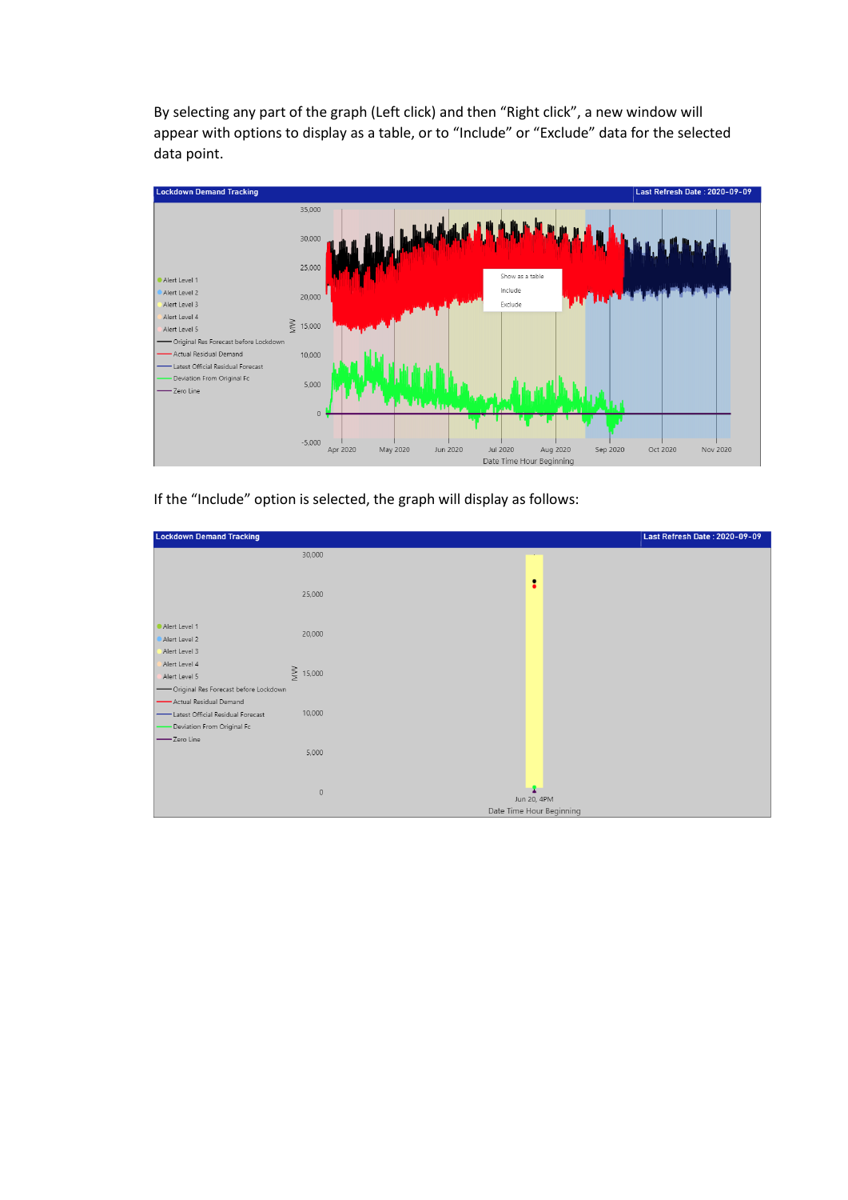By selecting any part of the graph (Left click) and then "Right click", a new window will appear with options to display as a table, or to "Include" or "Exclude" data for the selected data point.

If the "Include" option is selected, the graph will display as follows: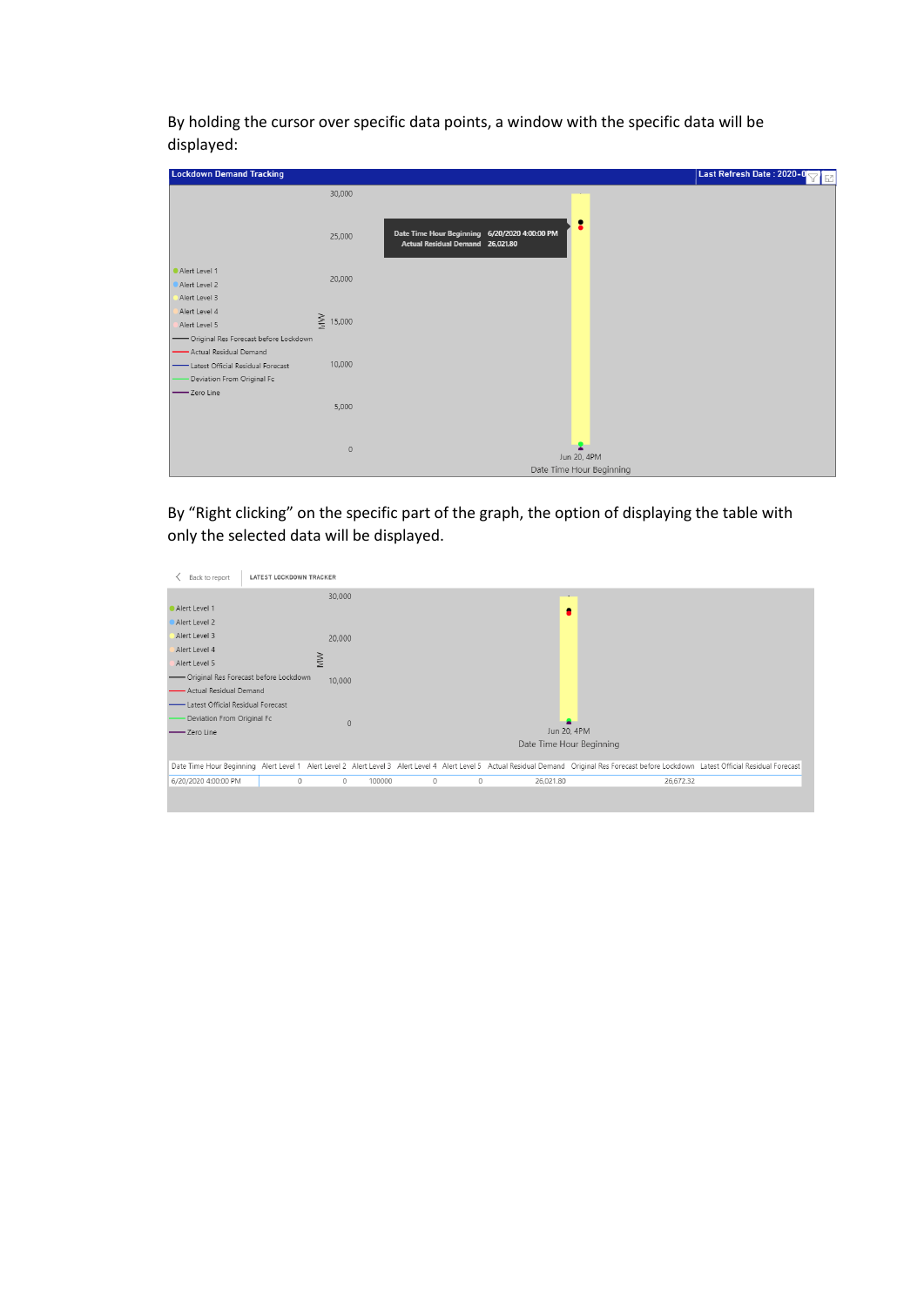By holding the cursor over specific data points, a window with the specific data will be displayed:

By "Right clicking" on the specific part of the graph, the option of displaying the table with only the selected data will be displayed.

| Date Time Hour Beginning | Alert Level 1 | Alert Level 2 | Alert Level 3 | Alert Level 4 | Alert Level 5 | Actual Residual Demand | Original Res Forecast before Lockdown | Latest Official Residual Forecast |
|---|---|---|---|---|---|---|---|---|
| 6/20/2020 4:00:00 PM | 0 | 0 | 100000 | 0 | 0 | 26,021.80 | 26,672.32 | |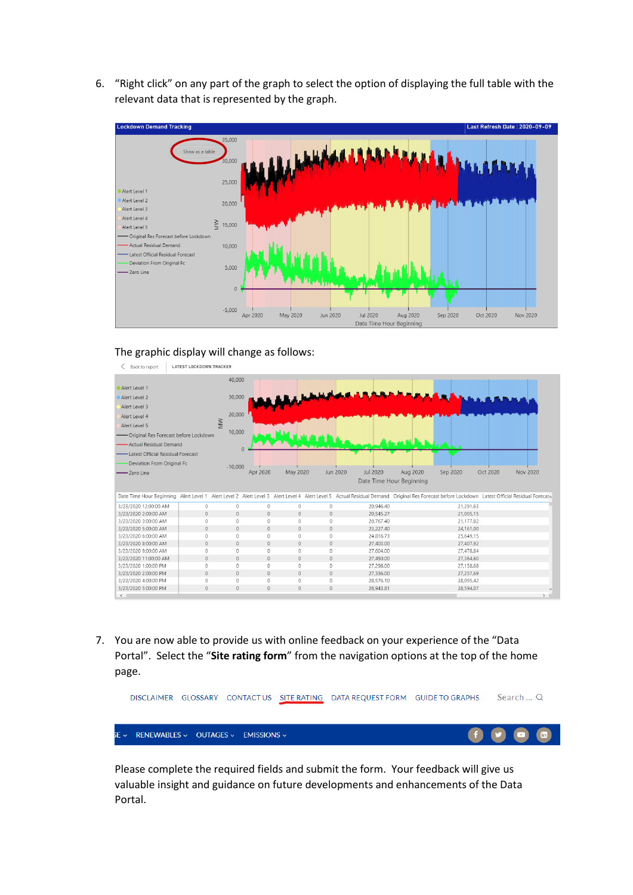6. "Right click" on any part of the graph to select the option of displaying the full table with the relevant data that is represented by the graph.

Lockdown Demand Tracking

Last Refresh Date : 2020-09-09

Show as a table

Alert Level 1
Alert Level 2
Alert Level 3
Alert Level 4
Alert Level 5
Original Res Forecast before Lockdown
Actual Residual Demand
Latest Official Residual Forecast
Deviation From Original Fc
Zero Line

MW

35,000
30,000
25,000
20,000
15,000
10,000
5,000
0
-5,000

Apr 2020 May 2020 Jun 2020 Jul 2020 Aug 2020 Sep 2020 Oct 2020 Nov 2020

Date Time Hour Beginning

The graphic display will change as follows:

Back to report

LATEST LOCKDOWN TRACKER

Alert Level 1
Alert Level 2
Alert Level 3
Alert Level 4
Alert Level 5
Original Res Forecast before Lockdown
Actual Residual Demand
Latest Official Residual Forecast
Deviation From Original Fc
Zero Line

MW

40,000
30,000
20,000
10,000
0
-10,000

Apr 2020 May 2020 Jun 2020 Jul 2020 Aug 2020 Sep 2020 Oct 2020 Nov 2020

Date Time Hour Beginning

| Date Time Hour Beginning | Alert Level 1 | Alert Level 2 | Alert Level 3 | Alert Level 4 | Alert Level 5 | Actual Residual Demand | Original Res Forecast before Lockdown | Latest Official Residual Forecast |
|---|---|---|---|---|---|---|---|---|
| 3/23/2020 12:00:00 AM | 0 | 0 | 0 | 0 | 0 | 20,946.40 | 21,291.63 | |
| 3/23/2020 2:00:00 AM | 0 | 0 | 0 | 0 | 0 | 20,545.27 | 21,005.15 | |
| 3/23/2020 3:00:00 AM | 0 | 0 | 0 | 0 | 0 | 20,767.40 | 21,177.82 | |
| 3/23/2020 5:00:00 AM | 0 | 0 | 0 | 0 | 0 | 23,227.40 | 24,161.00 | |
| 3/23/2020 6:00:00 AM | 0 | 0 | 0 | 0 | 0 | 24,816.73 | 25,649.15 | |
| 3/23/2020 8:00:00 AM | 0 | 0 | 0 | 0 | 0 | 27,403.00 | 27,407.92 | |
| 3/23/2020 9:00:00 AM | 0 | 0 | 0 | 0 | 0 | 27,604.00 | 27,478.84 | |
| 3/23/2020 11:00:00 AM | 0 | 0 | 0 | 0 | 0 | 27,450.00 | 27,364.60 | |
| 3/23/2020 1:00:00 PM | 0 | 0 | 0 | 0 | 0 | 27,298.00 | 27,158.68 | |
| 3/23/2020 2:00:00 PM | 0 | 0 | 0 | 0 | 0 | 27,336.00 | 27,257.69 | |
| 3/23/2020 4:00:00 PM | 0 | 0 | 0 | 0 | 0 | 28,576.10 | 28,095.42 | |
| 3/23/2020 5:00:00 PM | 0 | 0 | 0 | 0 | 0 | 28,943.81 | 28,594.07 | |

7. You are now able to provide us with online feedback on your experience of the "Data Portal". Select the "**Site rating form**" from the navigation options at the top of the home page.

DISCLAIMER GLOSSARY CONTACT US SITE RATING DATA REQUEST FORM GUIDE TO GRAPHS Search ...

E RENEWABLES OUTAGES EMISSIONS

Please complete the required fields and submit the form. Your feedback will give us valuable insight and guidance on future developments and enhancements of the Data Portal.